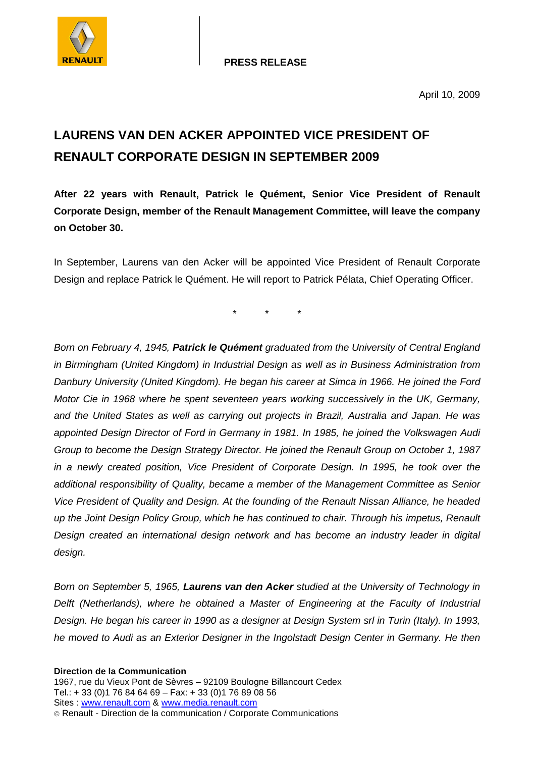**PRESS RELEASE**

April 10, 2009

# LAURENS VAN DEN ACKER APPOINTED VICE PRESIDENT OF RENAULT CORPORATE DESIGN IN SEPTEMBER 2009

**After 22 years with Renault, Patrick le Quément, Senior Vice President of Renault Corporate Design, member of the Renault Management Committee, will leave the company on October 30.**

In September, Laurens van den Acker will be appointed Vice President of Renault Corporate Design and replace Patrick le Quément. He will report to Patrick Pélata, Chief Operating Officer.

\* \* \*

*Born on February 4, 1945,* ***Patrick le Quément*** *graduated from the University of Central England in Birmingham (United Kingdom) in Industrial Design as well as in Business Administration from Danbury University (United Kingdom). He began his career at Simca in 1966. He joined the Ford Motor Cie in 1968 where he spent seventeen years working successively in the UK, Germany, and the United States as well as carrying out projects in Brazil, Australia and Japan. He was appointed Design Director of Ford in Germany in 1981. In 1985, he joined the Volkswagen Audi Group to become the Design Strategy Director. He joined the Renault Group on October 1, 1987 in a newly created position, Vice President of Corporate Design. In 1995, he took over the additional responsibility of Quality, became a member of the Management Committee as Senior Vice President of Quality and Design. At the founding of the Renault Nissan Alliance, he headed up the Joint Design Policy Group, which he has continued to chair. Through his impetus, Renault Design created an international design network and has become an industry leader in digital design.*

*Born on September 5, 1965,* ***Laurens van den Acker*** *studied at the University of Technology in Delft (Netherlands), where he obtained a Master of Engineering at the Faculty of Industrial Design. He began his career in 1990 as a designer at Design System srl in Turin (Italy). In 1993, he moved to Audi as an Exterior Designer in the Ingolstadt Design Center in Germany. He then*

**Direction de la Communication**
1967, rue du Vieux Pont de Sèvres – 92109 Boulogne Billancourt Cedex
Tel.: + 33 (0)1 76 84 64 69 – Fax: + 33 (0)1 76 89 08 56
Sites : www.renault.com & www.media.renault.com
© Renault - Direction de la communication / Corporate Communications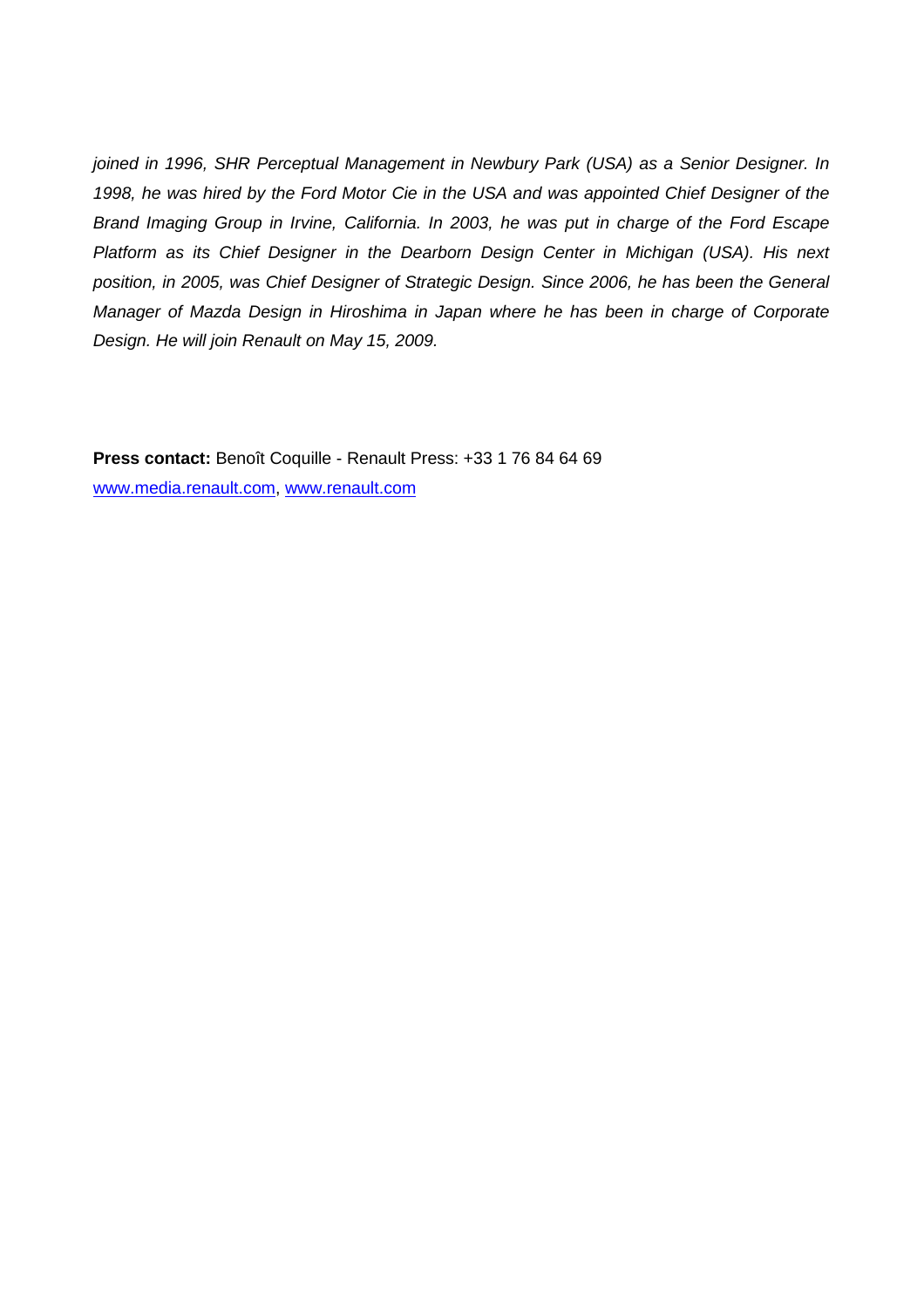*joined in 1996, SHR Perceptual Management in Newbury Park (USA) as a Senior Designer. In 1998, he was hired by the Ford Motor Cie in the USA and was appointed Chief Designer of the Brand Imaging Group in Irvine, California. In 2003, he was put in charge of the Ford Escape Platform as its Chief Designer in the Dearborn Design Center in Michigan (USA). His next position, in 2005, was Chief Designer of Strategic Design. Since 2006, he has been the General Manager of Mazda Design in Hiroshima in Japan where he has been in charge of Corporate Design. He will join Renault on May 15, 2009.*

**Press contact:** Benoît Coquille - Renault Press: +33 1 76 84 64 69
www.media.renault.com, www.renault.com